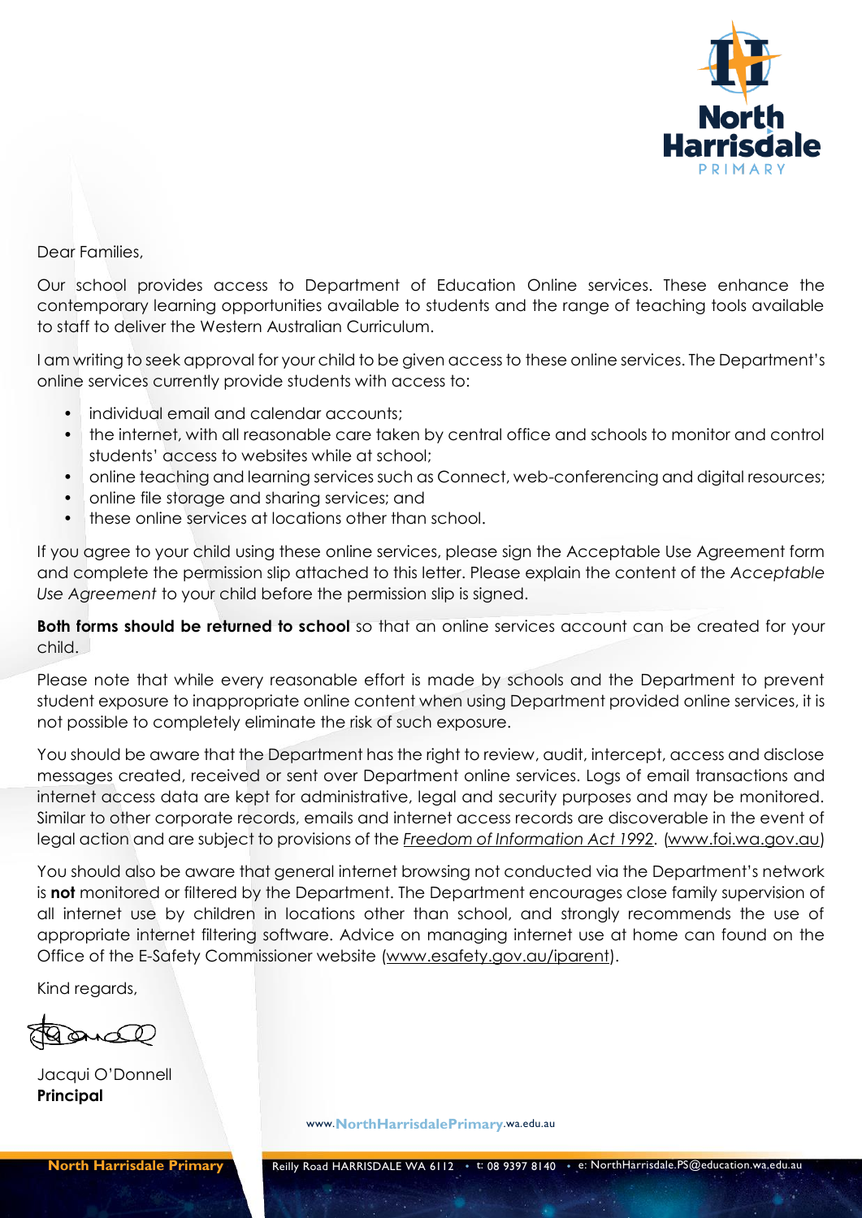Dear Families,

Our school provides access to Department of Education Online services. These enhance the contemporary learning opportunities available to students and the range of teaching tools available to staff to deliver the Western Australian Curriculum.

I am writing to seek approval for your child to be given access to these online services. The Department's online services currently provide students with access to:

- individual email and calendar accounts;
- the internet, with all reasonable care taken by central office and schools to monitor and control students' access to websites while at school;
- online teaching and learning services such as Connect, web-conferencing and digital resources;
- online file storage and sharing services; and
- these online services at locations other than school.

If you agree to your child using these online services, please sign the Acceptable Use Agreement form and complete the permission slip attached to this letter. Please explain the content of the *Acceptable Use Agreement* to your child before the permission slip is signed.

**Both forms should be returned to school** so that an online services account can be created for your child.

Please note that while every reasonable effort is made by schools and the Department to prevent student exposure to inappropriate online content when using Department provided online services, it is not possible to completely eliminate the risk of such exposure.

You should be aware that the Department has the right to review, audit, intercept, access and disclose messages created, received or sent over Department online services. Logs of email transactions and internet access data are kept for administrative, legal and security purposes and may be monitored. Similar to other corporate records, emails and internet access records are discoverable in the event of legal action and are subject to provisions of the *Freedom of Information Act 1992*. (www.foi.wa.gov.au)

You should also be aware that general internet browsing not conducted via the Department's network is **not** monitored or filtered by the Department. The Department encourages close family supervision of all internet use by children in locations other than school, and strongly recommends the use of appropriate internet filtering software. Advice on managing internet use at home can found on the Office of the E-Safety Commissioner website (www.esafety.gov.au/iparent).

Kind regards,

Jacqui O'Donnell
**Principal**

www.NorthHarrisdalePrimary.wa.edu.au

**North Harrisdale Primary** Reilly Road HARRISDALE WA 6112 • t: 08 9397 8140 • e: NorthHarrisdale.PS@education.wa.edu.au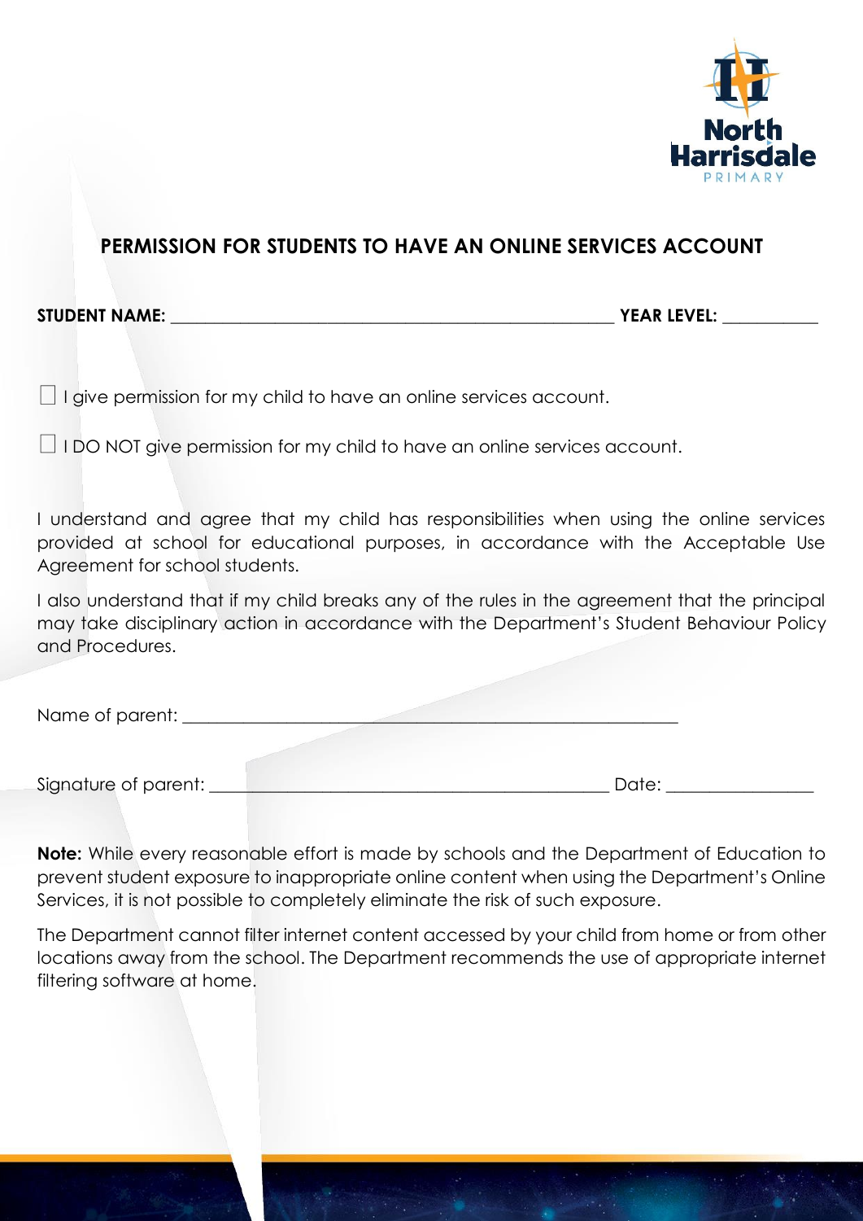## PERMISSION FOR STUDENTS TO HAVE AN ONLINE SERVICES ACCOUNT

**STUDENT NAME:** ______________________________________________ **YEAR LEVEL:** __________

☐ I give permission for my child to have an online services account.

☐ I DO NOT give permission for my child to have an online services account.

I understand and agree that my child has responsibilities when using the online services provided at school for educational purposes, in accordance with the Acceptable Use Agreement for school students.

I also understand that if my child breaks any of the rules in the agreement that the principal may take disciplinary action in accordance with the Department's Student Behaviour Policy and Procedures.

Name of parent: ____________________________________________________

Signature of parent: ________________________________________ Date: ______________

**Note:** While every reasonable effort is made by schools and the Department of Education to prevent student exposure to inappropriate online content when using the Department's Online Services, it is not possible to completely eliminate the risk of such exposure.

The Department cannot filter internet content accessed by your child from home or from other locations away from the school. The Department recommends the use of appropriate internet filtering software at home.